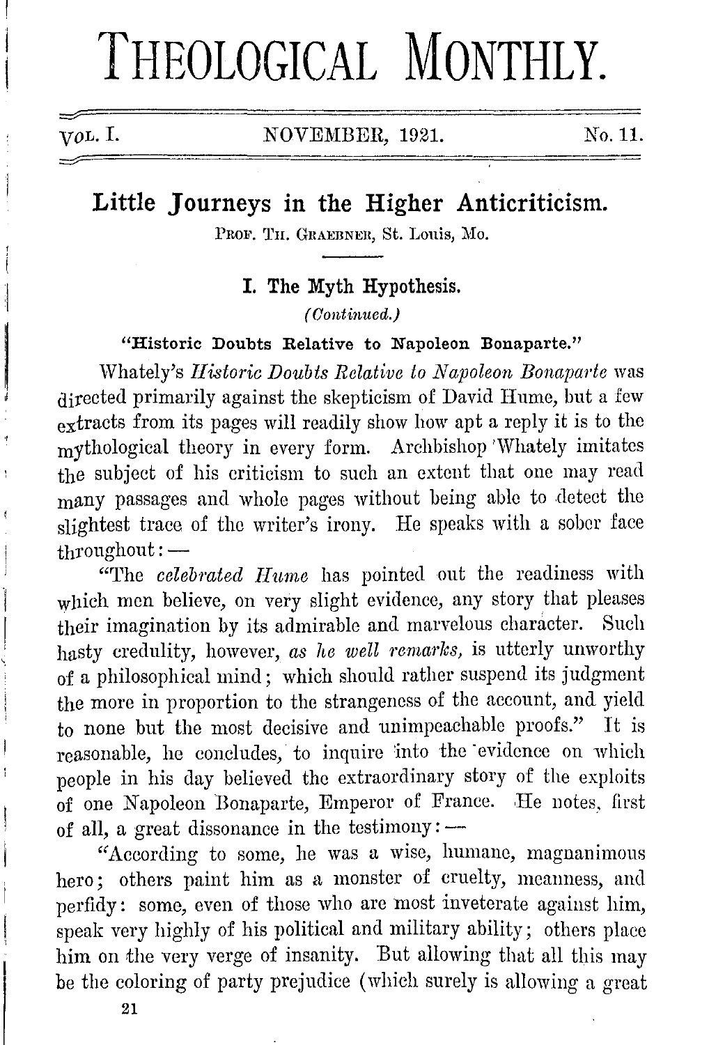# THEOLOGICAL MONTHLY.

VOL. I. NOVEMBER, 1921. No. 11.

## Little Journeys in the Higher Anticriticism.

PROF. TH. GRAEBNER, St. Louis, Mo.

### I. The Myth Hypothesis.

*(Continued.)*

**"Historic Doubts Relative to Napoleon Bonaparte."**

Whately's *Historic Doubts Relative to Napoleon Bonaparte* was directed primarily against the skepticism of David Hume, but a few extracts from its pages will readily show how apt a reply it is to the mythological theory in every form. Archbishop Whately imitates the subject of his criticism to such an extent that one may read many passages and whole pages without being able to detect the slightest trace of the writer's irony. He speaks with a sober face throughout: —

"The *celebrated Hume* has pointed out the readiness with which men believe, on very slight evidence, any story that pleases their imagination by its admirable and marvelous character. Such hasty credulity, however, *as he well remarks,* is utterly unworthy of a philosophical mind; which should rather suspend its judgment the more in proportion to the strangeness of the account, and yield to none but the most decisive and unimpeachable proofs." It is reasonable, he concludes, to inquire into the evidence on which people in his day believed the extraordinary story of the exploits of one Napoleon Bonaparte, Emperor of France. He notes, first of all, a great dissonance in the testimony: —

"According to some, he was a wise, humane, magnanimous hero; others paint him as a monster of cruelty, meanness, and perfidy: some, even of those who are most inveterate against him, speak very highly of his political and military ability; others place him on the very verge of insanity. But allowing that all this may be the coloring of party prejudice (which surely is allowing a great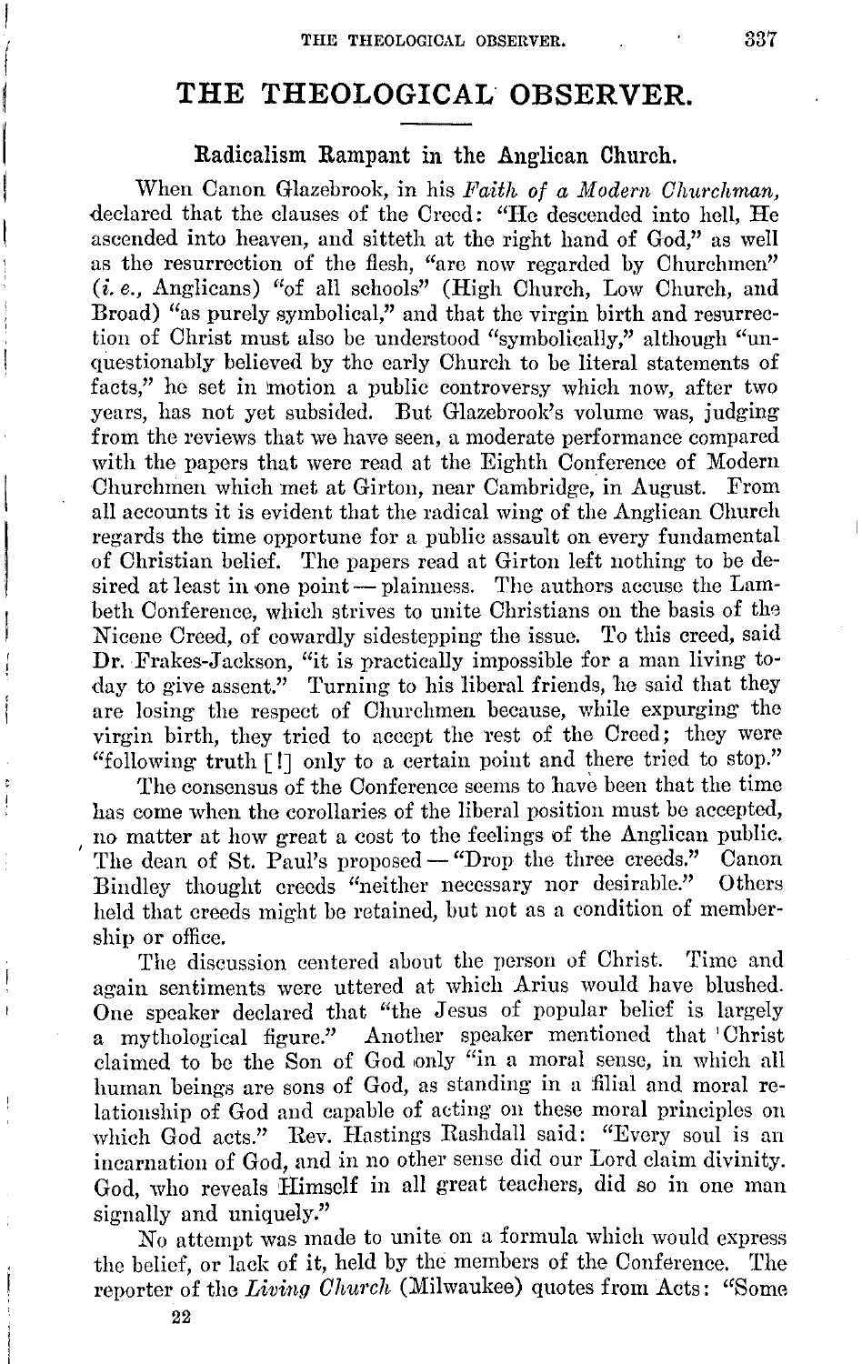# THE THEOLOGICAL OBSERVER.

## Radicalism Rampant in the Anglican Church.

When Canon Glazebrook, in his *Faith of a Modern Churchman,* declared that the clauses of the Creed: "He descended into hell, He ascended into heaven, and sitteth at the right hand of God," as well as the resurrection of the flesh, "are now regarded by Churchmen" (*i. e.,* Anglicans) "of all schools" (High Church, Low Church, and Broad) "as purely symbolical," and that the virgin birth and resurrection of Christ must also be understood "symbolically," although "unquestionably believed by the early Church to be literal statements of facts," he set in motion a public controversy which now, after two years, has not yet subsided. But Glazebrook's volume was, judging from the reviews that we have seen, a moderate performance compared with the papers that were read at the Eighth Conference of Modern Churchmen which met at Girton, near Cambridge, in August. From all accounts it is evident that the radical wing of the Anglican Church regards the time opportune for a public assault on every fundamental of Christian belief. The papers read at Girton left nothing to be desired at least in one point — plainness. The authors accuse the Lambeth Conference, which strives to unite Christians on the basis of the Nicene Creed, of cowardly sidestepping the issue. To this creed, said Dr. Frakes-Jackson, "it is practically impossible for a man living today to give assent." Turning to his liberal friends, he said that they are losing the respect of Churchmen because, while expurging the virgin birth, they tried to accept the rest of the Creed; they were "following truth [!] only to a certain point and there tried to stop."

The consensus of the Conference seems to have been that the time has come when the corollaries of the liberal position must be accepted, no matter at how great a cost to the feelings of the Anglican public. The dean of St. Paul's proposed — "Drop the three creeds." Canon Bindley thought creeds "neither necessary nor desirable." Others held that creeds might be retained, but not as a condition of membership or office.

The discussion centered about the person of Christ. Time and again sentiments were uttered at which Arius would have blushed. One speaker declared that "the Jesus of popular belief is largely a mythological figure." Another speaker mentioned that Christ claimed to be the Son of God only "in a moral sense, in which all human beings are sons of God, as standing in a filial and moral relationship of God and capable of acting on these moral principles on which God acts." Rev. Hastings Rashdall said: "Every soul is an incarnation of God, and in no other sense did our Lord claim divinity. God, who reveals Himself in all great teachers, did so in one man signally and uniquely."

No attempt was made to unite on a formula which would express the belief, or lack of it, held by the members of the Conference. The reporter of the *Living Church* (Milwaukee) quotes from Acts: "Some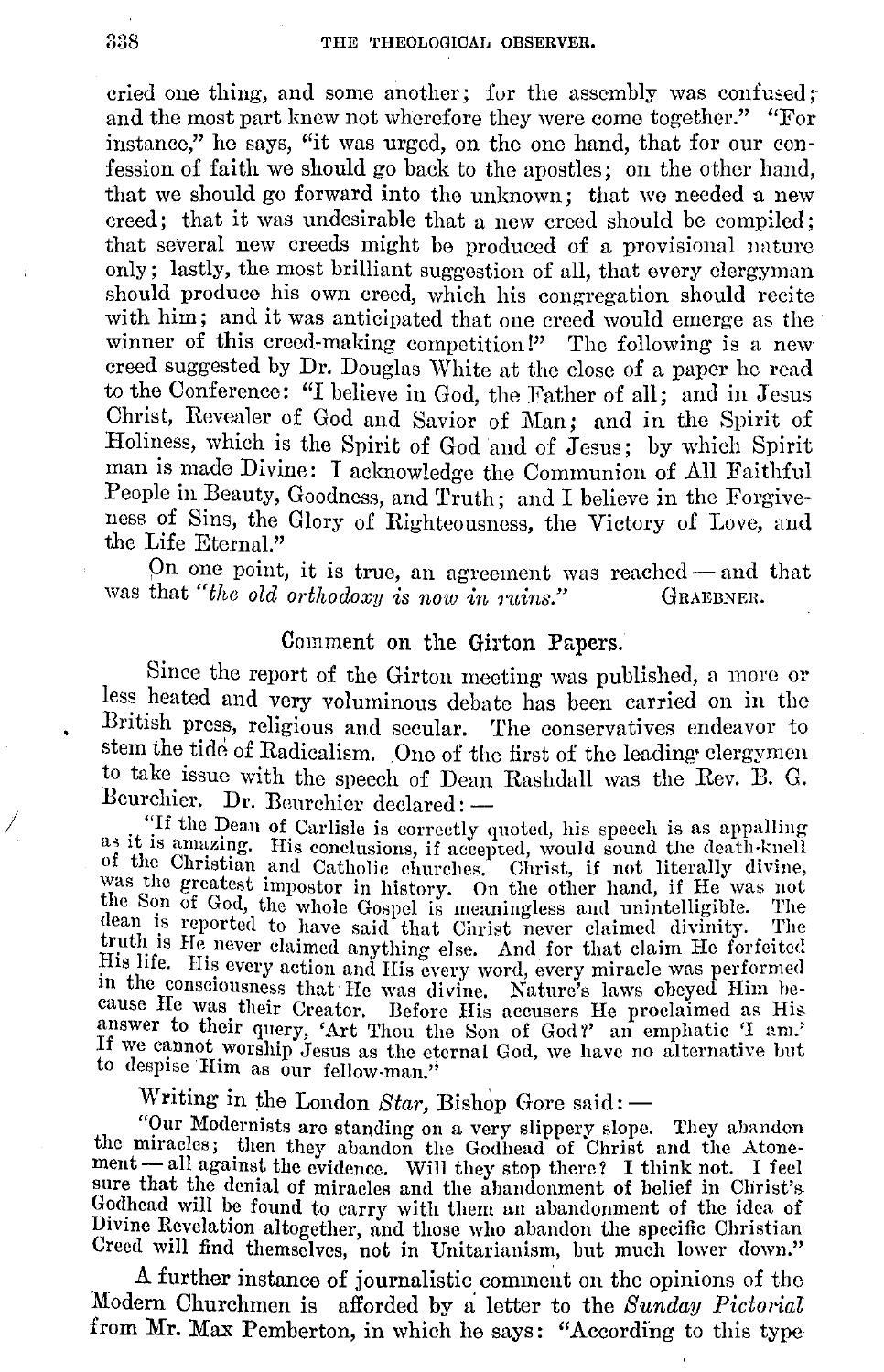cried one thing, and some another; for the assembly was confused; and the most part knew not wherefore they were come together." "For instance," he says, "it was urged, on the one hand, that for our confession of faith we should go back to the apostles; on the other hand, that we should go forward into the unknown; that we needed a new creed; that it was undesirable that a new creed should be compiled; that several new creeds might be produced of a provisional nature only; lastly, the most brilliant suggestion of all, that every clergyman should produce his own creed, which his congregation should recite with him; and it was anticipated that one creed would emerge as the winner of this creed-making competition!" The following is a new creed suggested by Dr. Douglas White at the close of a paper he read to the Conference: "I believe in God, the Father of all; and in Jesus Christ, Revealer of God and Savior of Man; and in the Spirit of Holiness, which is the Spirit of God and of Jesus; by which Spirit man is made Divine: I acknowledge the Communion of All Faithful People in Beauty, Goodness, and Truth; and I believe in the Forgiveness of Sins, the Glory of Righteousness, the Victory of Love, and the Life Eternal."

On one point, it is true, an agreement was reached — and that was that *"the old orthodoxy is now in ruins."* GRAEBNER.

## Comment on the Girton Papers.

Since the report of the Girton meeting was published, a more or less heated and very voluminous debate has been carried on in the British press, religious and secular. The conservatives endeavor to stem the tide of Radicalism. One of the first of the leading clergymen to take issue with the speech of Dean Rashdall was the Rev. B. G. Beurchier. Dr. Beurchier declared: —

> "If the Dean of Carlisle is correctly quoted, his speech is as appalling as it is amazing. His conclusions, if accepted, would sound the death-knell of the Christian and Catholic churches. Christ, if not literally divine, was the greatest impostor in history. On the other hand, if He was not the Son of God, the whole Gospel is meaningless and unintelligible. The dean is reported to have said that Christ never claimed divinity. The truth is He never claimed anything else. And for that claim He forfeited His life. His every action and His every word, every miracle was performed in the consciousness that He was divine. Nature's laws obeyed Him because He was their Creator. Before His accusers He proclaimed as His answer to their query, 'Art Thou the Son of God?' an emphatic 'I am.' If we cannot worship Jesus as the eternal God, we have no alternative but to despise Him as our fellow-man."

Writing in the London *Star*, Bishop Gore said: —

> "Our Modernists are standing on a very slippery slope. They abandon the miracles; then they abandon the Godhead of Christ and the Atonement — all against the evidence. Will they stop there? I think not. I feel sure that the denial of miracles and the abandonment of belief in Christ's Godhead will be found to carry with them an abandonment of the idea of Divine Revelation altogether, and those who abandon the specific Christian Creed will find themselves, not in Unitarianism, but much lower down."

A further instance of journalistic comment on the opinions of the Modern Churchmen is afforded by a letter to the *Sunday Pictorial* from Mr. Max Pemberton, in which he says: "According to this type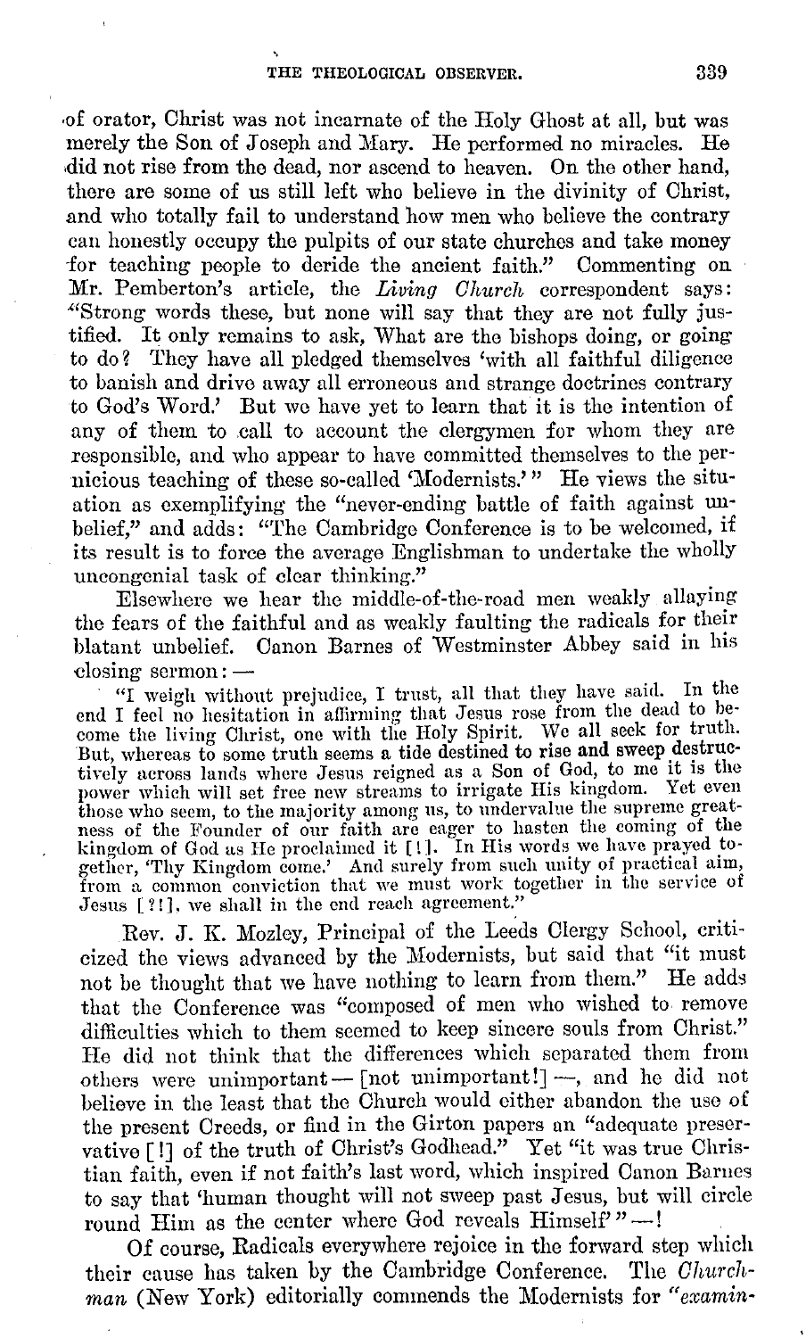of orator, Christ was not incarnate of the Holy Ghost at all, but was merely the Son of Joseph and Mary. He performed no miracles. He did not rise from the dead, nor ascend to heaven. On the other hand, there are some of us still left who believe in the divinity of Christ, and who totally fail to understand how men who believe the contrary can honestly occupy the pulpits of our state churches and take money for teaching people to deride the ancient faith." Commenting on Mr. Pemberton's article, the *Living Church* correspondent says: "Strong words these, but none will say that they are not fully justified. It only remains to ask, What are the bishops doing, or going to do? They have all pledged themselves 'with all faithful diligence to banish and drive away all erroneous and strange doctrines contrary to God's Word.' But we have yet to learn that it is the intention of any of them to call to account the clergymen for whom they are responsible, and who appear to have committed themselves to the pernicious teaching of these so-called 'Modernists.'" He views the situation as exemplifying the "never-ending battle of faith against unbelief," and adds: "The Cambridge Conference is to be welcomed, if its result is to force the average Englishman to undertake the wholly uncongenial task of clear thinking."

Elsewhere we hear the middle-of-the-road men weakly allaying the fears of the faithful and as weakly faulting the radicals for their blatant unbelief. Canon Barnes of Westminster Abbey said in his closing sermon: —

> "I weigh without prejudice, I trust, all that they have said. In the end I feel no hesitation in affirming that Jesus rose from the dead to become the living Christ, one with the Holy Spirit. We all seek for truth. But, whereas to some truth seems a tide destined to rise and sweep destructively across lands where Jesus reigned as a Son of God, to me it is the power which will set free new streams to irrigate His kingdom. Yet even those who seem, to the majority among us, to undervalue the supreme greatness of the Founder of our faith are eager to hasten the coming of the kingdom of God as He proclaimed it [!]. In His words we have prayed together, 'Thy Kingdom come.' And surely from such unity of practical aim, from a common conviction that we must work together in the service of Jesus [?!], we shall in the end reach agreement."

Rev. J. K. Mozley, Principal of the Leeds Clergy School, criticized the views advanced by the Modernists, but said that "it must not be thought that we have nothing to learn from them." He adds that the Conference was "composed of men who wished to remove difficulties which to them seemed to keep sincere souls from Christ." He did not think that the differences which separated them from others were unimportant — [not unimportant!] —, and he did not believe in the least that the Church would either abandon the use of the present Creeds, or find in the Girton papers an "adequate preservative [!] of the truth of Christ's Godhead." Yet "it was true Christian faith, even if not faith's last word, which inspired Canon Barnes to say that 'human thought will not sweep past Jesus, but will circle round Him as the center where God reveals Himself'" —!

Of course, Radicals everywhere rejoice in the forward step which their cause has taken by the Cambridge Conference. The *Churchman* (New York) editorially commends the Modernists for "*examin-*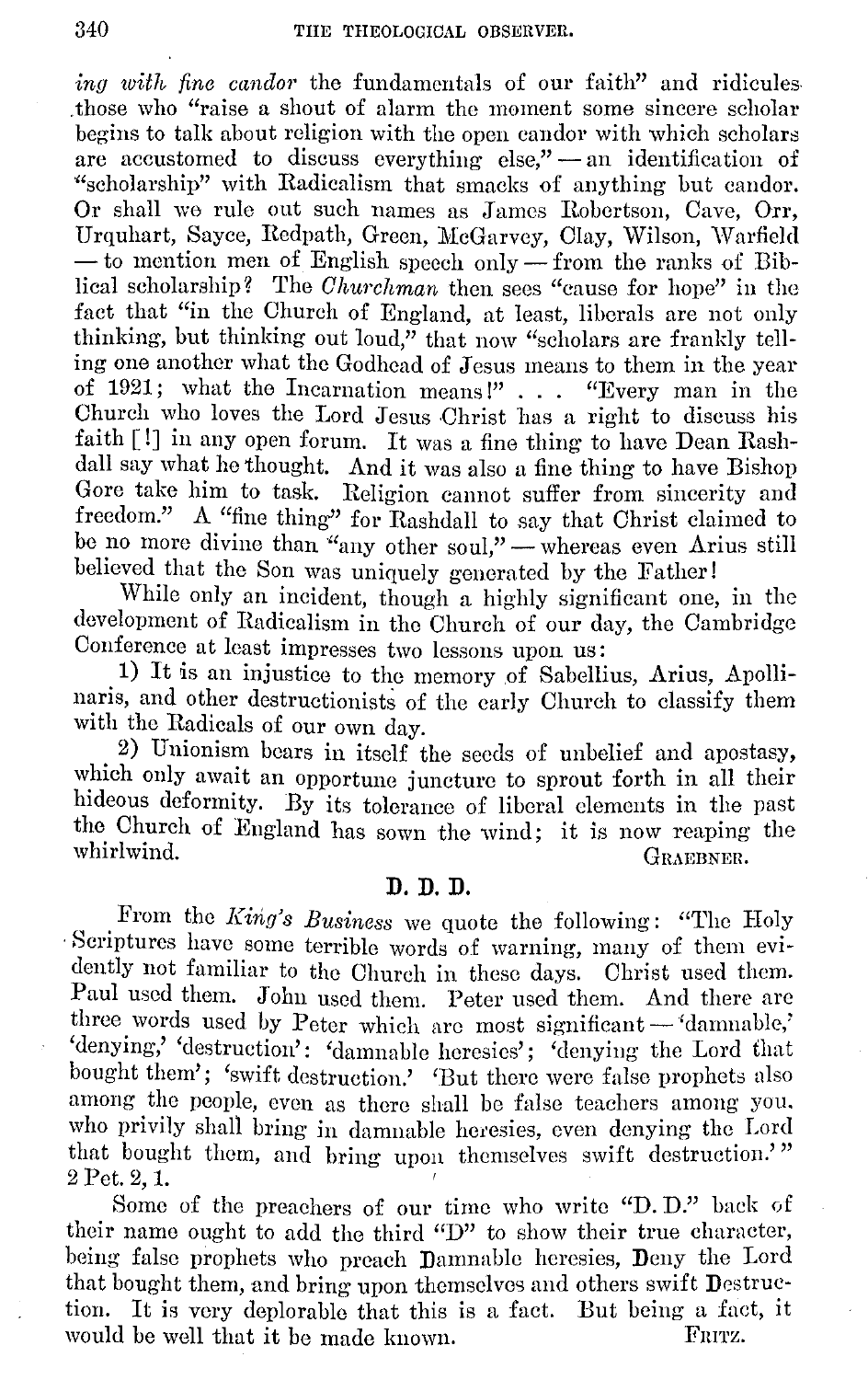*ing with fine candor* the fundamentals of our faith" and ridicules those who "raise a shout of alarm the moment some sincere scholar begins to talk about religion with the open candor with which scholars are accustomed to discuss everything else," — an identification of "scholarship" with Radicalism that smacks of anything but candor. Or shall we rule out such names as James Robertson, Cave, Orr, Urquhart, Sayce, Redpath, Green, McGarvey, Clay, Wilson, Warfield — to mention men of English speech only — from the ranks of Biblical scholarship? The *Churchman* then sees "cause for hope" in the fact that "in the Church of England, at least, liberals are not only thinking, but thinking out loud," that now "scholars are frankly telling one another what the Godhead of Jesus means to them in the year of 1921; what the Incarnation means!" . . . "Every man in the Church who loves the Lord Jesus Christ has a right to discuss his faith [!] in any open forum. It was a fine thing to have Dean Rashdall say what he thought. And it was also a fine thing to have Bishop Gore take him to task. Religion cannot suffer from sincerity and freedom." A "fine thing" for Rashdall to say that Christ claimed to be no more divine than "any other soul," — whereas even Arius still believed that the Son was uniquely generated by the Father!

While only an incident, though a highly significant one, in the development of Radicalism in the Church of our day, the Cambridge Conference at least impresses two lessons upon us:

1) It is an injustice to the memory of Sabellius, Arius, Apollinaris, and other destructionists of the early Church to classify them with the Radicals of our own day.

2) Unionism bears in itself the seeds of unbelief and apostasy, which only await an opportune juncture to sprout forth in all their hideous deformity. By its tolerance of liberal elements in the past the Church of England has sown the wind; it is now reaping the whirlwind.

GRAEBNER.

## D. D. D.

From the *King's Business* we quote the following: "The Holy Scriptures have some terrible words of warning, many of them evidently not familiar to the Church in these days. Christ used them. Paul used them. John used them. Peter used them. And there are three words used by Peter which are most significant — 'damnable,' 'denying,' 'destruction': 'damnable heresies'; 'denying the Lord that bought them'; 'swift destruction.' 'But there were false prophets also among the people, even as there shall be false teachers among you, who privily shall bring in damnable heresies, even denying the Lord that bought them, and bring upon themselves swift destruction.'" 2 Pet. 2, 1.

Some of the preachers of our time who write "D. D." back of their name ought to add the third "D" to show their true character, being false prophets who preach **D**amnable heresies, **D**eny the Lord that bought them, and bring upon themselves and others swift **D**estruction. It is very deplorable that this is a fact. But being a fact, it would be well that it be made known.

FRITZ.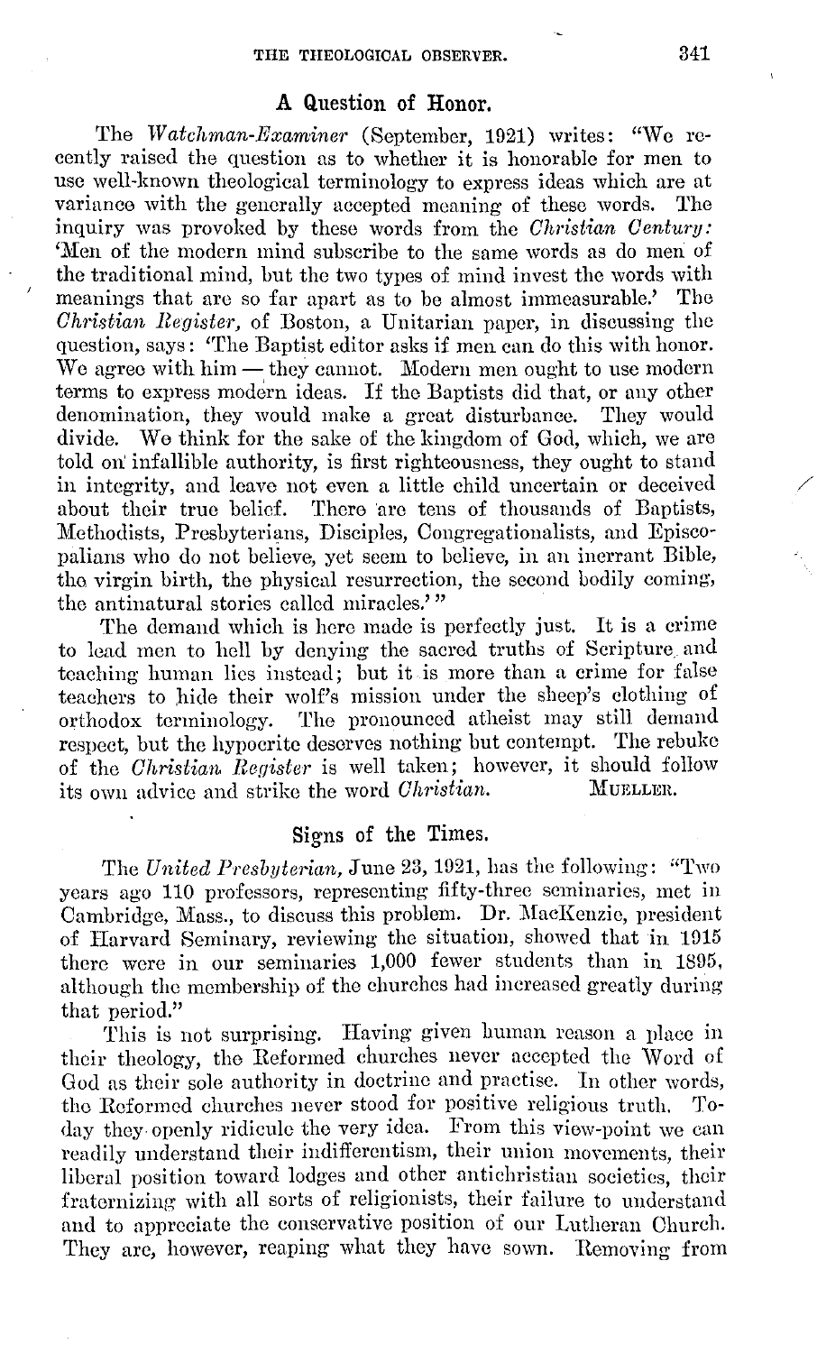## A Question of Honor.

The *Watchman-Examiner* (September, 1921) writes: "We recently raised the question as to whether it is honorable for men to use well-known theological terminology to express ideas which are at variance with the generally accepted meaning of these words. The inquiry was provoked by these words from the *Christian Century:* 'Men of the modern mind subscribe to the same words as do men of the traditional mind, but the two types of mind invest the words with meanings that are so far apart as to be almost immeasurable.' The *Christian Register,* of Boston, a Unitarian paper, in discussing the question, says: 'The Baptist editor asks if men can do this with honor. We agree with him — they cannot. Modern men ought to use modern terms to express modern ideas. If the Baptists did that, or any other denomination, they would make a great disturbance. They would divide. We think for the sake of the kingdom of God, which, we are told on infallible authority, is first righteousness, they ought to stand in integrity, and leave not even a little child uncertain or deceived about their true belief. There are tens of thousands of Baptists, Methodists, Presbyterians, Disciples, Congregationalists, and Episcopalians who do not believe, yet seem to believe, in an inerrant Bible, the virgin birth, the physical resurrection, the second bodily coming, the antinatural stories called miracles.'"

The demand which is here made is perfectly just. It is a crime to lead men to hell by denying the sacred truths of Scripture and teaching human lies instead; but it is more than a crime for false teachers to hide their wolf's mission under the sheep's clothing of orthodox terminology. The pronounced atheist may still demand respect, but the hypocrite deserves nothing but contempt. The rebuke of the *Christian Register* is well taken; however, it should follow its own advice and strike the word *Christian*. MUELLER.

## Signs of the Times.

The *United Presbyterian,* June 23, 1921, has the following: "Two years ago 110 professors, representing fifty-three seminaries, met in Cambridge, Mass., to discuss this problem. Dr. MacKenzie, president of Harvard Seminary, reviewing the situation, showed that in 1915 there were in our seminaries 1,000 fewer students than in 1895, although the membership of the churches had increased greatly during that period."

This is not surprising. Having given human reason a place in their theology, the Reformed churches never accepted the Word of God as their sole authority in doctrine and practise. In other words, the Reformed churches never stood for positive religious truth. To-day they openly ridicule the very idea. From this view-point we can readily understand their indifferentism, their union movements, their liberal position toward lodges and other antichristian societies, their fraternizing with all sorts of religionists, their failure to understand and to appreciate the conservative position of our Lutheran Church. They are, however, reaping what they have sown. Removing from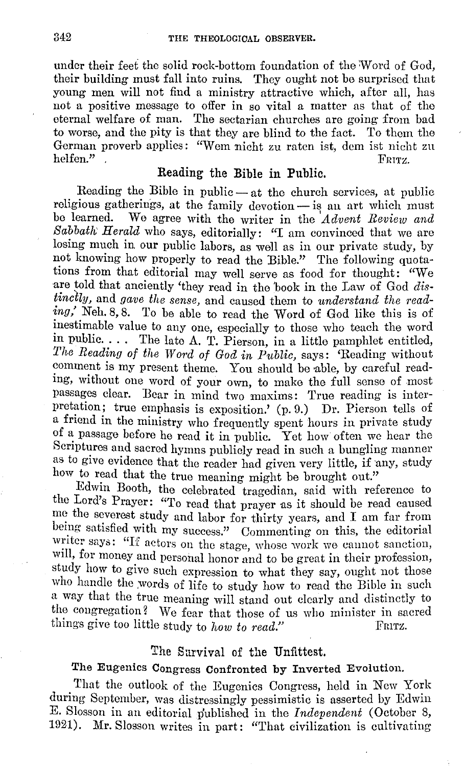under their feet the solid rock-bottom foundation of the Word of God, their building must fall into ruins. They ought not be surprised that young men will not find a ministry attractive which, after all, has not a positive message to offer in so vital a matter as that of the eternal welfare of man. The sectarian churches are going from bad to worse, and the pity is that they are blind to the fact. To them the German proverb applies: "Wem nicht zu raten ist, dem ist nicht zu helfen." FRITZ.

## Reading the Bible in Public.

Reading the Bible in public — at the church services, at public religious gatherings, at the family devotion — is an art which must be learned. We agree with the writer in the *Advent Review and Sabbath Herald* who says, editorially: "I am convinced that we are losing much in our public labors, as well as in our private study, by not knowing how properly to read the Bible." The following quotations from that editorial may well serve as food for thought: "We are told that anciently 'they read in the book in the Law of God *distinctly*, and *gave the sense*, and caused them to *understand the reading*,' Neh. 8, 8. To be able to read the Word of God like this is of inestimable value to any one, especially to those who teach the word in public. . . . The late A. T. Pierson, in a little pamphlet entitled, *The Reading of the Word of God in Public*, says: 'Reading without comment is my present theme. You should be able, by careful reading, without one word of your own, to make the full sense of most passages clear. Bear in mind two maxims: True reading is interpretation; true emphasis is exposition.' (p. 9.) Dr. Pierson tells of a friend in the ministry who frequently spent hours in private study of a passage before he read it in public. Yet how often we hear the Scriptures and sacred hymns publicly read in such a bungling manner as to give evidence that the reader had given very little, if any, study how to read that the true meaning might be brought out."

Edwin Booth, the celebrated tragedian, said with reference to the Lord's Prayer: "To read that prayer as it should be read caused me the severest study and labor for thirty years, and I am far from being satisfied with my success." Commenting on this, the editorial writer says: "If actors on the stage, whose work we cannot sanction, will, for money and personal honor and to be great in their profession, study how to give such expression to what they say, ought not those who handle the words of life to study how to read the Bible in such a way that the true meaning will stand out clearly and distinctly to the congregation? We fear that those of us who minister in sacred things give too little study to *how to read.*" FRITZ.

## The Survival of the Unfittest.

### The Eugenics Congress Confronted by Inverted Evolution.

That the outlook of the Eugenics Congress, held in New York during September, was distressingly pessimistic is asserted by Edwin E. Slosson in an editorial published in the *Independent* (October 8, 1921). Mr. Slosson writes in part: "That civilization is cultivating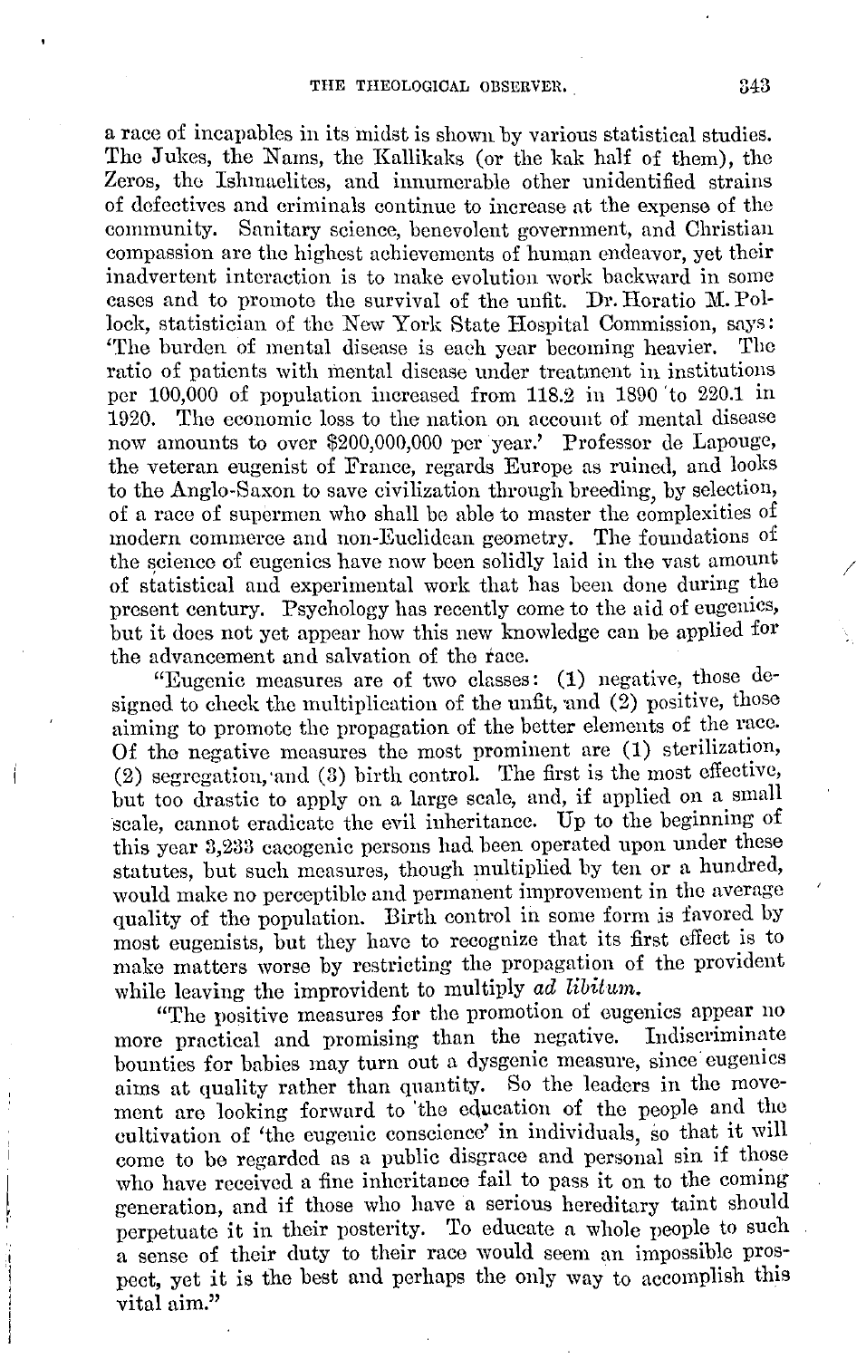a race of incapables in its midst is shown by various statistical studies. The Jukes, the Nams, the Kallikaks (or the kak half of them), the Zeros, the Ishmaelites, and innumerable other unidentified strains of defectives and criminals continue to increase at the expense of the community. Sanitary science, benevolent government, and Christian compassion are the highest achievements of human endeavor, yet their inadvertent interaction is to make evolution work backward in some cases and to promote the survival of the unfit. Dr. Horatio M. Pollock, statistician of the New York State Hospital Commission, says: 'The burden of mental disease is each year becoming heavier. The ratio of patients with mental disease under treatment in institutions per 100,000 of population increased from 118.2 in 1890 to 220.1 in 1920. The economic loss to the nation on account of mental disease now amounts to over $200,000,000 per year.' Professor de Lapouge, the veteran eugenist of France, regards Europe as ruined, and looks to the Anglo-Saxon to save civilization through breeding, by selection, of a race of supermen who shall be able to master the complexities of modern commerce and non-Euclidean geometry. The foundations of the science of eugenics have now been solidly laid in the vast amount of statistical and experimental work that has been done during the present century. Psychology has recently come to the aid of eugenics, but it does not yet appear how this new knowledge can be applied for the advancement and salvation of the race.

"Eugenic measures are of two classes: (1) negative, those designed to check the multiplication of the unfit, and (2) positive, those aiming to promote the propagation of the better elements of the race. Of the negative measures the most prominent are (1) sterilization, (2) segregation, and (3) birth control. The first is the most effective, but too drastic to apply on a large scale, and, if applied on a small scale, cannot eradicate the evil inheritance. Up to the beginning of this year 3,233 cacogenic persons had been operated upon under these statutes, but such measures, though multiplied by ten or a hundred, would make no perceptible and permanent improvement in the average quality of the population. Birth control in some form is favored by most eugenists, but they have to recognize that its first effect is to make matters worse by restricting the propagation of the provident while leaving the improvident to multiply *ad libitum.*

"The positive measures for the promotion of eugenics appear no more practical and promising than the negative. Indiscriminate bounties for babies may turn out a dysgenic measure, since eugenics aims at quality rather than quantity. So the leaders in the movement are looking forward to the education of the people and the cultivation of 'the eugenic conscience' in individuals, so that it will come to be regarded as a public disgrace and personal sin if those who have received a fine inheritance fail to pass it on to the coming generation, and if those who have a serious hereditary taint should perpetuate it in their posterity. To educate a whole people to such a sense of their duty to their race would seem an impossible prospect, yet it is the best and perhaps the only way to accomplish this vital aim."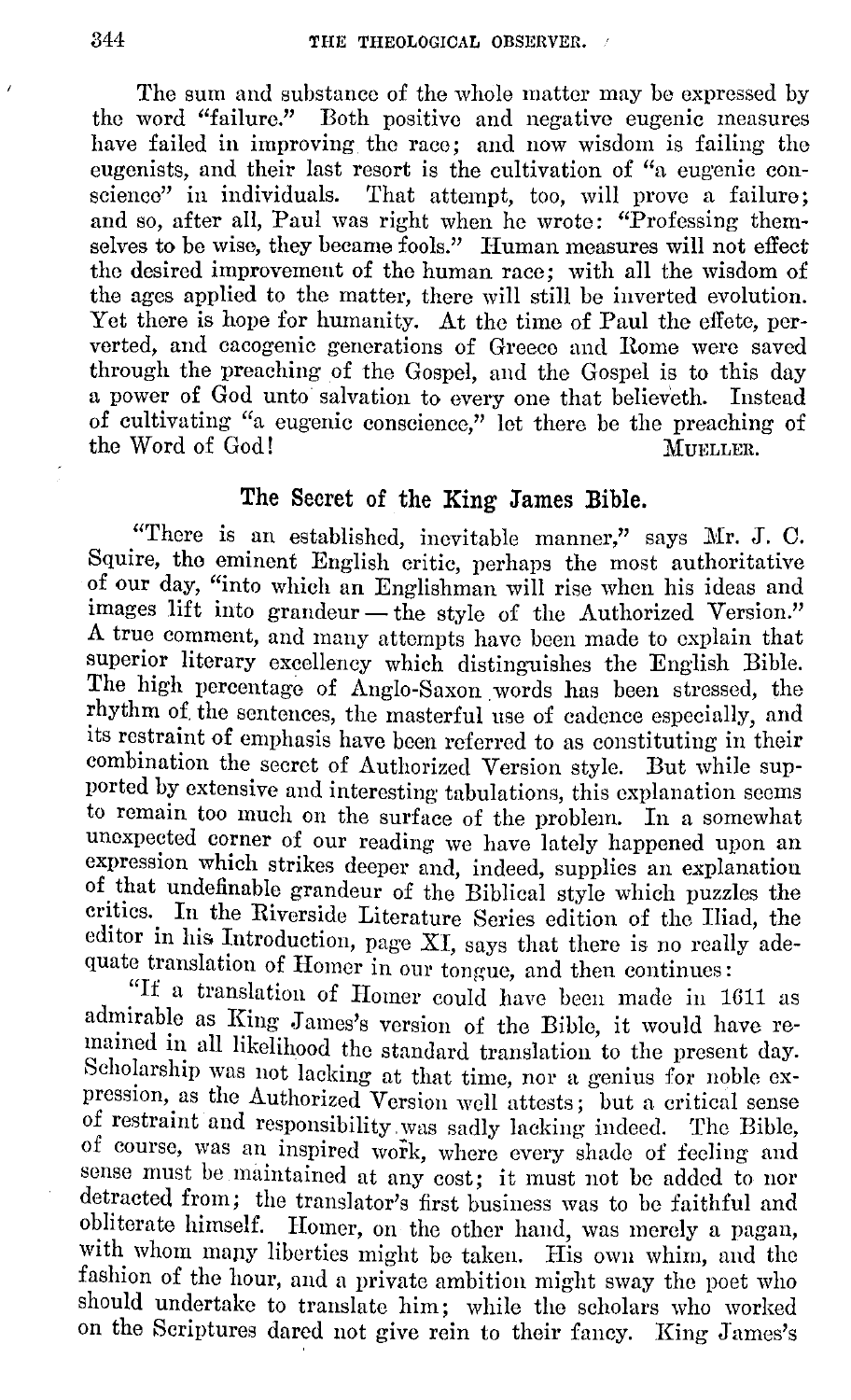The sum and substance of the whole matter may be expressed by the word "failure." Both positive and negative eugenic measures have failed in improving the race; and now wisdom is failing the eugenists, and their last resort is the cultivation of "a eugenic conscience" in individuals. That attempt, too, will prove a failure; and so, after all, Paul was right when he wrote: "Professing themselves to be wise, they became fools." Human measures will not effect the desired improvement of the human race; with all the wisdom of the ages applied to the matter, there will still be inverted evolution. Yet there is hope for humanity. At the time of Paul the effete, perverted, and cacogenic generations of Greece and Rome were saved through the preaching of the Gospel, and the Gospel is to this day a power of God unto salvation to every one that believeth. Instead of cultivating "a eugenic conscience," let there be the preaching of the Word of God!

MUELLER.

## The Secret of the King James Bible.

"There is an established, inevitable manner," says Mr. J. C. Squire, the eminent English critic, perhaps the most authoritative of our day, "into which an Englishman will rise when his ideas and images lift into grandeur — the style of the Authorized Version." A true comment, and many attempts have been made to explain that superior literary excellency which distinguishes the English Bible. The high percentage of Anglo-Saxon words has been stressed, the rhythm of the sentences, the masterful use of cadence especially, and its restraint of emphasis have been referred to as constituting in their combination the secret of Authorized Version style. But while supported by extensive and interesting tabulations, this explanation seems to remain too much on the surface of the problem. In a somewhat unexpected corner of our reading we have lately happened upon an expression which strikes deeper and, indeed, supplies an explanation of that undefinable grandeur of the Biblical style which puzzles the critics. In the Riverside Literature Series edition of the Iliad, the editor in his Introduction, page XI, says that there is no really adequate translation of Homer in our tongue, and then continues:

"If a translation of Homer could have been made in 1611 as admirable as King James's version of the Bible, it would have remained in all likelihood the standard translation to the present day. Scholarship was not lacking at that time, nor a genius for noble expression, as the Authorized Version well attests; but a critical sense of restraint and responsibility was sadly lacking indeed. The Bible, of course, was an inspired work, where every shade of feeling and sense must be maintained at any cost; it must not be added to nor detracted from; the translator's first business was to be faithful and obliterate himself. Homer, on the other hand, was merely a pagan, with whom many liberties might be taken. His own whim, and the fashion of the hour, and a private ambition might sway the poet who should undertake to translate him; while the scholars who worked on the Scriptures dared not give rein to their fancy. King James's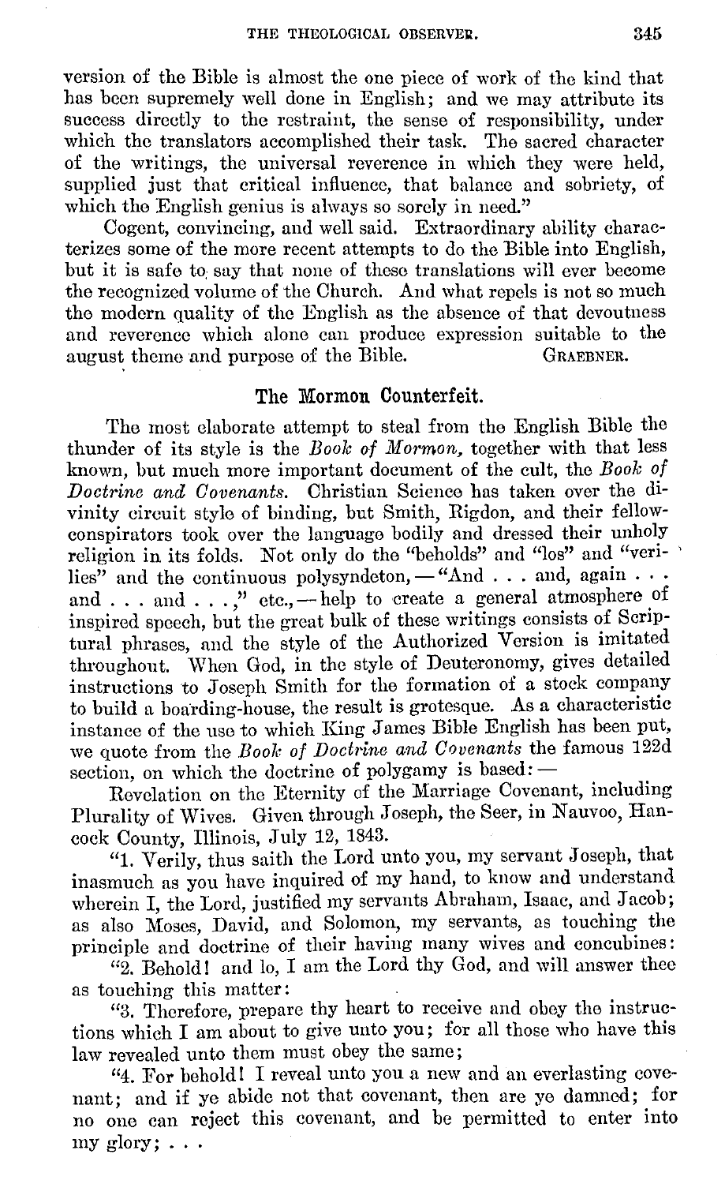version of the Bible is almost the one piece of work of the kind that has been supremely well done in English; and we may attribute its success directly to the restraint, the sense of responsibility, under which the translators accomplished their task. The sacred character of the writings, the universal reverence in which they were held, supplied just that critical influence, that balance and sobriety, of which the English genius is always so sorely in need."

Cogent, convincing, and well said. Extraordinary ability characterizes some of the more recent attempts to do the Bible into English, but it is safe to say that none of these translations will ever become the recognized volume of the Church. And what repels is not so much the modern quality of the English as the absence of that devoutness and reverence which alone can produce expression suitable to the august theme and purpose of the Bible. GRAEBNER.

## The Mormon Counterfeit.

The most elaborate attempt to steal from the English Bible the thunder of its style is the *Book of Mormon*, together with that less known, but much more important document of the cult, the *Book of Doctrine and Covenants*. Christian Science has taken over the divinity circuit style of binding, but Smith, Rigdon, and their fellow-conspirators took over the language bodily and dressed their unholy religion in its folds. Not only do the "beholds" and "los" and "verilies" and the continuous polysyndeton, — "And . . . and, again . . . and . . . and . . . ," etc., — help to create a general atmosphere of inspired speech, but the great bulk of these writings consists of Scriptural phrases, and the style of the Authorized Version is imitated throughout. When God, in the style of Deuteronomy, gives detailed instructions to Joseph Smith for the formation of a stock company to build a boarding-house, the result is grotesque. As a characteristic instance of the use to which King James Bible English has been put, we quote from the *Book of Doctrine and Covenants* the famous 122d section, on which the doctrine of polygamy is based: —

Revelation on the Eternity of the Marriage Covenant, including Plurality of Wives. Given through Joseph, the Seer, in Nauvoo, Hancock County, Illinois, July 12, 1843.

"1. Verily, thus saith the Lord unto you, my servant Joseph, that inasmuch as you have inquired of my hand, to know and understand wherein I, the Lord, justified my servants Abraham, Isaac, and Jacob; as also Moses, David, and Solomon, my servants, as touching the principle and doctrine of their having many wives and concubines:

"2. Behold! and lo, I am the Lord thy God, and will answer thee as touching this matter:

"3. Therefore, prepare thy heart to receive and obey the instructions which I am about to give unto you; for all those who have this law revealed unto them must obey the same;

"4. For behold! I reveal unto you a new and an everlasting covenant; and if ye abide not that covenant, then are ye damned; for no one can reject this covenant, and be permitted to enter into my glory; . . .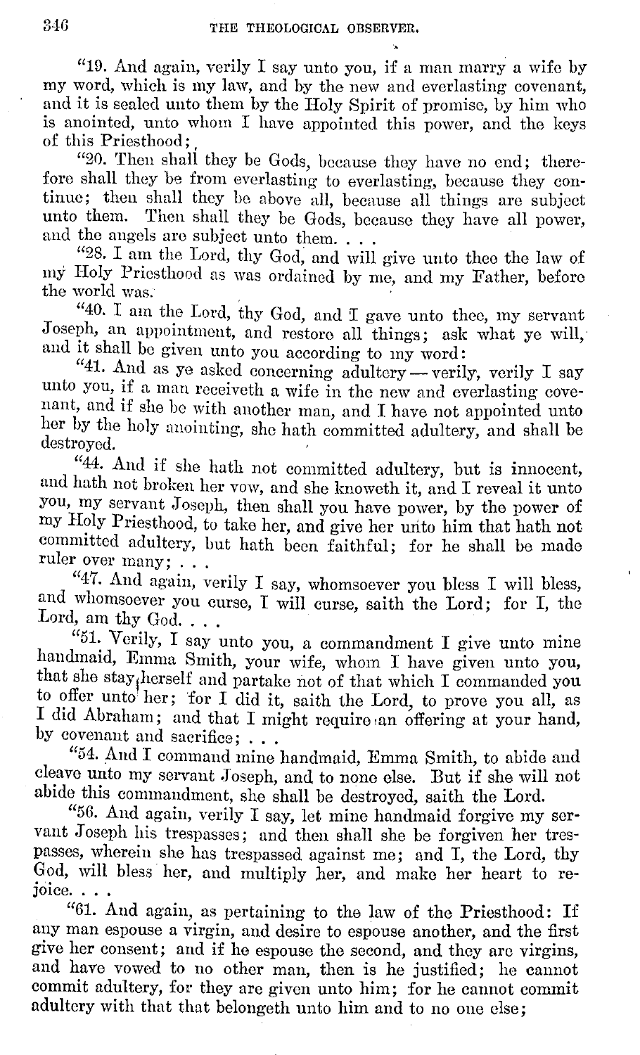"19. And again, verily I say unto you, if a man marry a wife by my word, which is my law, and by the new and everlasting covenant, and it is sealed unto them by the Holy Spirit of promise, by him who is anointed, unto whom I have appointed this power, and the keys of this Priesthood;

"20. Then shall they be Gods, because they have no end; therefore shall they be from everlasting to everlasting, because they continue; then shall they be above all, because all things are subject unto them. Then shall they be Gods, because they have all power, and the angels are subject unto them. . . .

"28. I am the Lord, thy God, and will give unto thee the law of my Holy Priesthood as was ordained by me, and my Father, before the world was.

"40. I am the Lord, thy God, and I gave unto thee, my servant Joseph, an appointment, and restore all things; ask what ye will, and it shall be given unto you according to my word:

"41. And as ye asked concerning adultery — verily, verily I say unto you, if a man receiveth a wife in the new and everlasting covenant, and if she be with another man, and I have not appointed unto her by the holy anointing, she hath committed adultery, and shall be destroyed.

"44. And if she hath not committed adultery, but is innocent, and hath not broken her vow, and she knoweth it, and I reveal it unto you, my servant Joseph, then shall you have power, by the power of my Holy Priesthood, to take her, and give her unto him that hath not committed adultery, but hath been faithful; for he shall be made ruler over many; . . .

"47. And again, verily I say, whomsoever you bless I will bless, and whomsoever you curse, I will curse, saith the Lord; for I, the Lord, am thy God. . . .

"51. Verily, I say unto you, a commandment I give unto mine handmaid, Emma Smith, your wife, whom I have given unto you, that she stay herself and partake not of that which I commanded you to offer unto her; for I did it, saith the Lord, to prove you all, as I did Abraham; and that I might require an offering at your hand, by covenant and sacrifice; . . .

"54. And I command mine handmaid, Emma Smith, to abide and cleave unto my servant Joseph, and to none else. But if she will not abide this commandment, she shall be destroyed, saith the Lord.

"56. And again, verily I say, let mine handmaid forgive my servant Joseph his trespasses; and then shall she be forgiven her trespasses, wherein she has trespassed against me; and I, the Lord, thy God, will bless her, and multiply her, and make her heart to rejoice. . . .

"61. And again, as pertaining to the law of the Priesthood: If any man espouse a virgin, and desire to espouse another, and the first give her consent; and if he espouse the second, and they are virgins, and have vowed to no other man, then is he justified; he cannot commit adultery, for they are given unto him; for he cannot commit adultery with that that belongeth unto him and to no one else;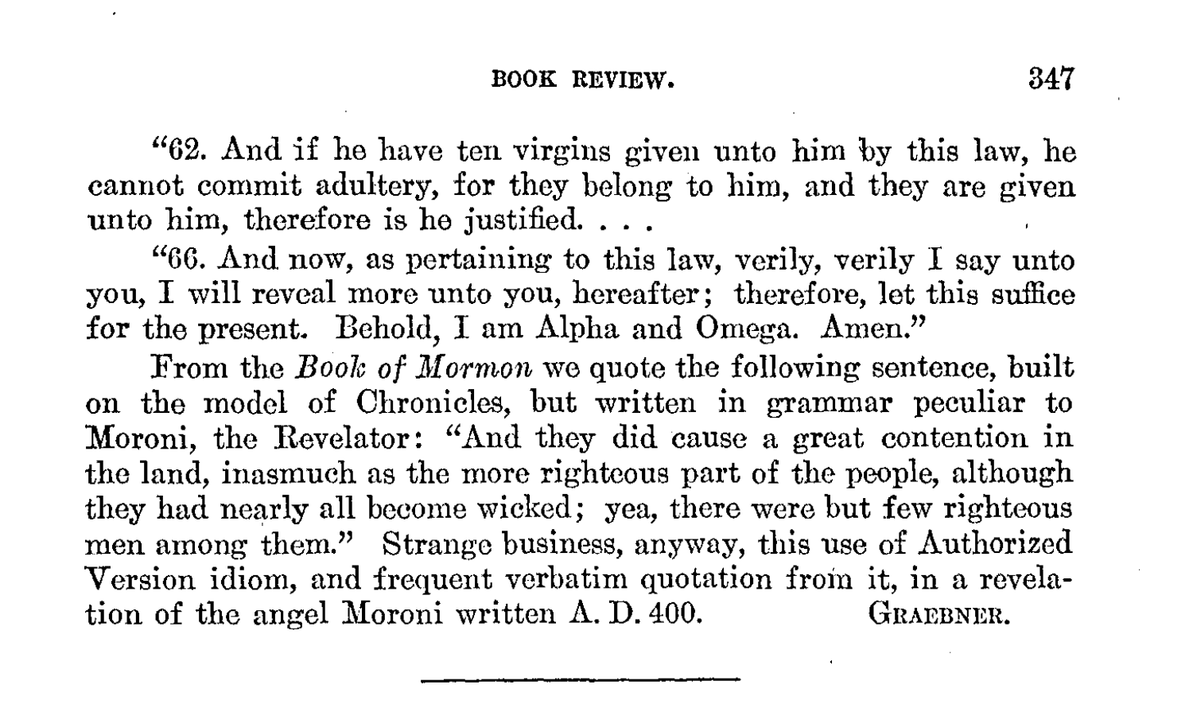"62. And if he have ten virgins given unto him by this law, he cannot commit adultery, for they belong to him, and they are given unto him, therefore is he justified. . . .

"66. And now, as pertaining to this law, verily, verily I say unto you, I will reveal more unto you, hereafter; therefore, let this suffice for the present. Behold, I am Alpha and Omega. Amen."

From the *Book of Mormon* we quote the following sentence, built on the model of Chronicles, but written in grammar peculiar to Moroni, the Revelator: "And they did cause a great contention in the land, inasmuch as the more righteous part of the people, although they had nearly all become wicked; yea, there were but few righteous men among them." Strange business, anyway, this use of Authorized Version idiom, and frequent verbatim quotation from it, in a revelation of the angel Moroni written A. D. 400. GRAEBNER.